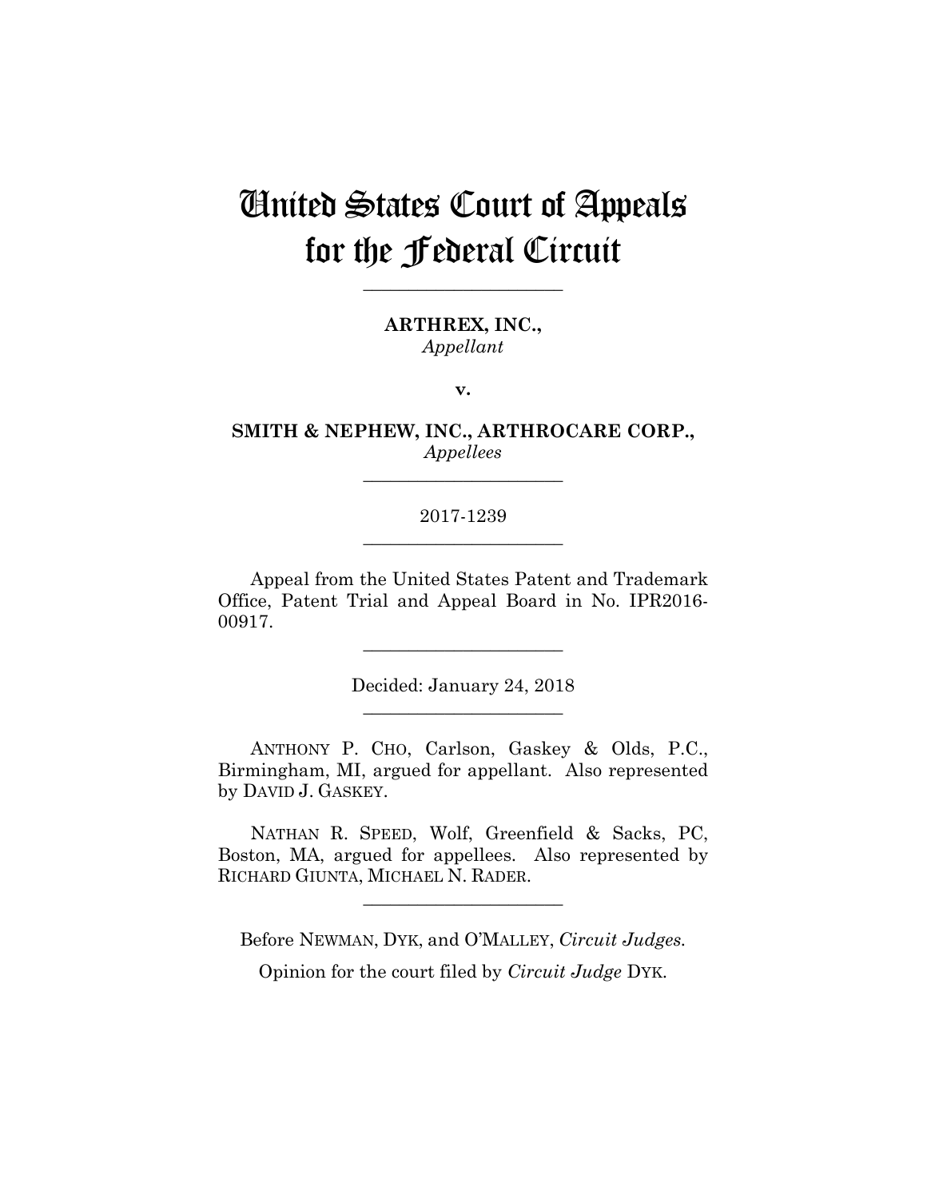# United States Court of Appeals for the Federal Circuit

---

**ARTHREX, INC.,**
*Appellant*

**v.**

**SMITH & NEPHEW, INC., ARTHROCARE CORP.,**
*Appellees*

---

2017-1239

---

Appeal from the United States Patent and Trademark Office, Patent Trial and Appeal Board in No. IPR2016-00917.

---

Decided: January 24, 2018

---

ANTHONY P. CHO, Carlson, Gaskey & Olds, P.C., Birmingham, MI, argued for appellant. Also represented by DAVID J. GASKEY.

NATHAN R. SPEED, Wolf, Greenfield & Sacks, PC, Boston, MA, argued for appellees. Also represented by RICHARD GIUNTA, MICHAEL N. RADER.

---

Before NEWMAN, DYK, and O'MALLEY, *Circuit Judges.*

Opinion for the court filed by *Circuit Judge* DYK.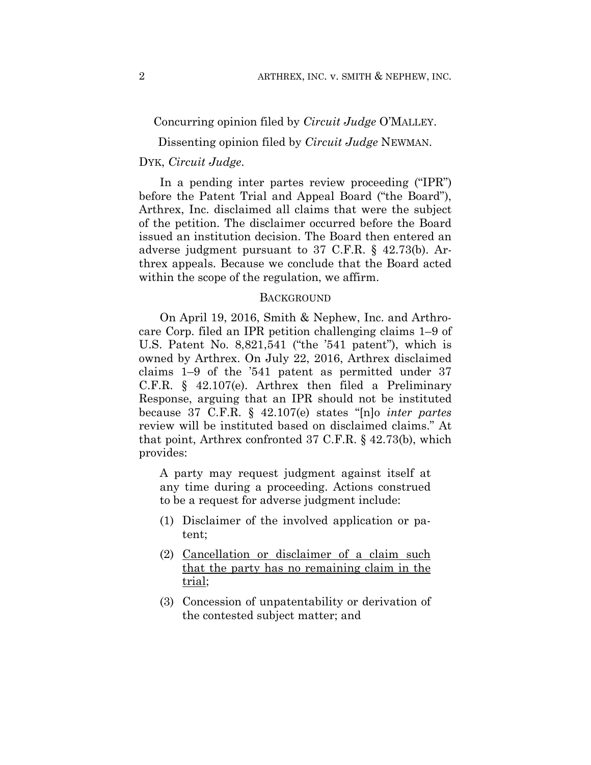Concurring opinion filed by *Circuit Judge* O'MALLEY.

Dissenting opinion filed by *Circuit Judge* NEWMAN.

DYK, *Circuit Judge*.

In a pending inter partes review proceeding ("IPR") before the Patent Trial and Appeal Board ("the Board"), Arthrex, Inc. disclaimed all claims that were the subject of the petition. The disclaimer occurred before the Board issued an institution decision. The Board then entered an adverse judgment pursuant to 37 C.F.R. § 42.73(b). Arthrex appeals. Because we conclude that the Board acted within the scope of the regulation, we affirm.

## BACKGROUND

On April 19, 2016, Smith & Nephew, Inc. and Arthrocare Corp. filed an IPR petition challenging claims 1–9 of U.S. Patent No. 8,821,541 ("the '541 patent"), which is owned by Arthrex. On July 22, 2016, Arthrex disclaimed claims 1–9 of the '541 patent as permitted under 37 C.F.R. § 42.107(e). Arthrex then filed a Preliminary Response, arguing that an IPR should not be instituted because 37 C.F.R. § 42.107(e) states "[n]o *inter partes* review will be instituted based on disclaimed claims." At that point, Arthrex confronted 37 C.F.R. § 42.73(b), which provides:

> A party may request judgment against itself at any time during a proceeding. Actions construed to be a request for adverse judgment include:
>
> (1) Disclaimer of the involved application or patent;
>
> (2) <u>Cancellation or disclaimer of a claim such that the party has no remaining claim in the trial</u>;
>
> (3) Concession of unpatentability or derivation of the contested subject matter; and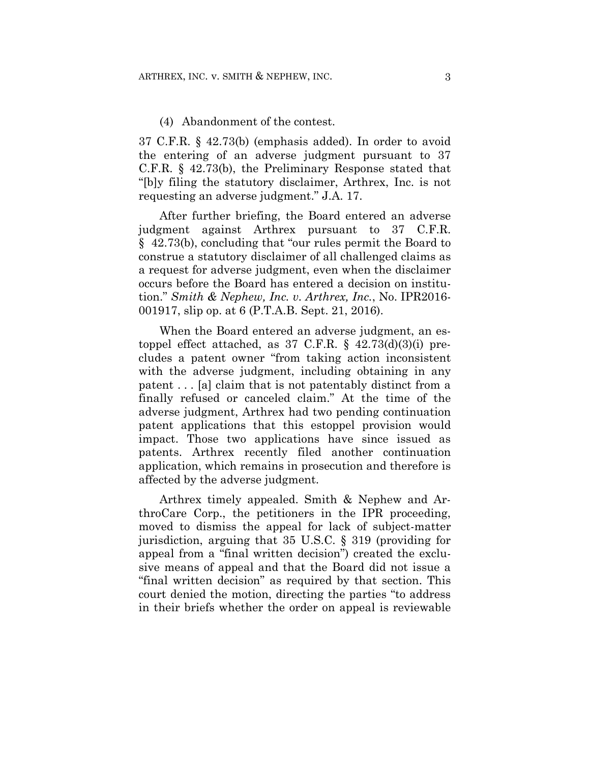(4) Abandonment of the contest.

37 C.F.R. § 42.73(b) (emphasis added). In order to avoid the entering of an adverse judgment pursuant to 37 C.F.R. § 42.73(b), the Preliminary Response stated that "[b]y filing the statutory disclaimer, Arthrex, Inc. is not requesting an adverse judgment." J.A. 17.

After further briefing, the Board entered an adverse judgment against Arthrex pursuant to 37 C.F.R. § 42.73(b), concluding that "our rules permit the Board to construe a statutory disclaimer of all challenged claims as a request for adverse judgment, even when the disclaimer occurs before the Board has entered a decision on institution." *Smith & Nephew, Inc. v. Arthrex, Inc.*, No. IPR2016-001917, slip op. at 6 (P.T.A.B. Sept. 21, 2016).

When the Board entered an adverse judgment, an estoppel effect attached, as 37 C.F.R. § 42.73(d)(3)(i) precludes a patent owner "from taking action inconsistent with the adverse judgment, including obtaining in any patent . . . [a] claim that is not patentably distinct from a finally refused or canceled claim." At the time of the adverse judgment, Arthrex had two pending continuation patent applications that this estoppel provision would impact. Those two applications have since issued as patents. Arthrex recently filed another continuation application, which remains in prosecution and therefore is affected by the adverse judgment.

Arthrex timely appealed. Smith & Nephew and ArthroCare Corp., the petitioners in the IPR proceeding, moved to dismiss the appeal for lack of subject-matter jurisdiction, arguing that 35 U.S.C. § 319 (providing for appeal from a "final written decision") created the exclusive means of appeal and that the Board did not issue a "final written decision" as required by that section. This court denied the motion, directing the parties "to address in their briefs whether the order on appeal is reviewable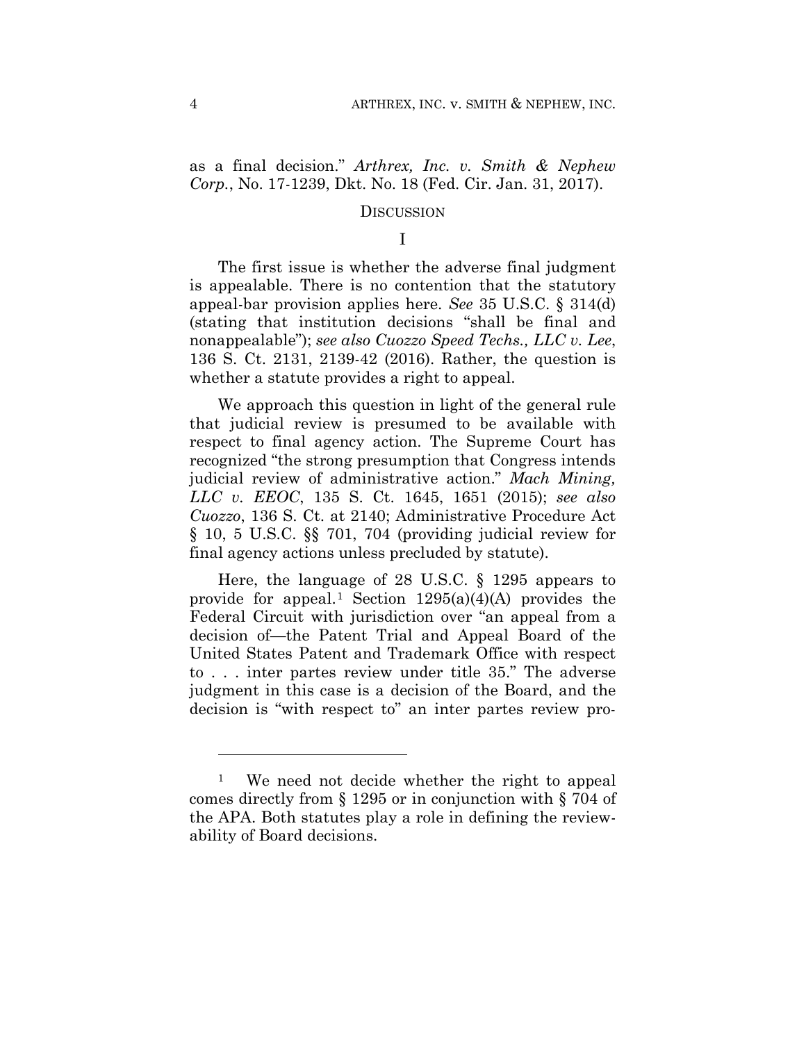as a final decision." *Arthrex, Inc. v. Smith & Nephew Corp.*, No. 17-1239, Dkt. No. 18 (Fed. Cir. Jan. 31, 2017).

## DISCUSSION

### I

The first issue is whether the adverse final judgment is appealable. There is no contention that the statutory appeal-bar provision applies here. *See* 35 U.S.C. § 314(d) (stating that institution decisions "shall be final and nonappealable"); *see also Cuozzo Speed Techs., LLC v. Lee*, 136 S. Ct. 2131, 2139-42 (2016). Rather, the question is whether a statute provides a right to appeal.

We approach this question in light of the general rule that judicial review is presumed to be available with respect to final agency action. The Supreme Court has recognized "the strong presumption that Congress intends judicial review of administrative action." *Mach Mining, LLC v. EEOC*, 135 S. Ct. 1645, 1651 (2015); *see also Cuozzo*, 136 S. Ct. at 2140; Administrative Procedure Act § 10, 5 U.S.C. §§ 701, 704 (providing judicial review for final agency actions unless precluded by statute).

Here, the language of 28 U.S.C. § 1295 appears to provide for appeal.[1] Section 1295(a)(4)(A) provides the Federal Circuit with jurisdiction over "an appeal from a decision of—the Patent Trial and Appeal Board of the United States Patent and Trademark Office with respect to . . . inter partes review under title 35." The adverse judgment in this case is a decision of the Board, and the decision is "with respect to" an inter partes review pro-

---

[1] We need not decide whether the right to appeal comes directly from § 1295 or in conjunction with § 704 of the APA. Both statutes play a role in defining the reviewability of Board decisions.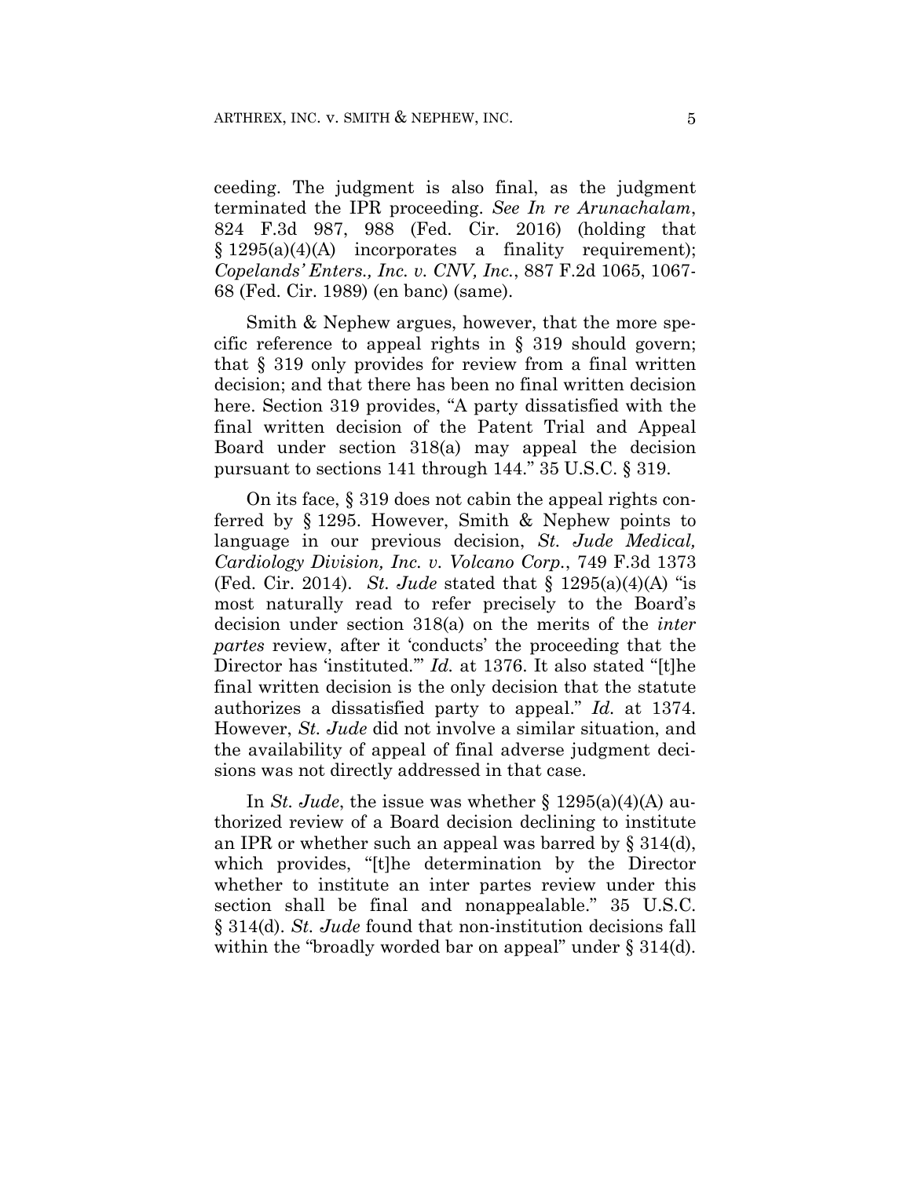ceeding. The judgment is also final, as the judgment terminated the IPR proceeding. *See In re Arunachalam*, 824 F.3d 987, 988 (Fed. Cir. 2016) (holding that § 1295(a)(4)(A) incorporates a finality requirement); *Copelands' Enters., Inc. v. CNV, Inc.*, 887 F.2d 1065, 1067-68 (Fed. Cir. 1989) (en banc) (same).

Smith & Nephew argues, however, that the more specific reference to appeal rights in § 319 should govern; that § 319 only provides for review from a final written decision; and that there has been no final written decision here. Section 319 provides, "A party dissatisfied with the final written decision of the Patent Trial and Appeal Board under section 318(a) may appeal the decision pursuant to sections 141 through 144." 35 U.S.C. § 319.

On its face, § 319 does not cabin the appeal rights conferred by § 1295. However, Smith & Nephew points to language in our previous decision, *St. Jude Medical, Cardiology Division, Inc. v. Volcano Corp.*, 749 F.3d 1373 (Fed. Cir. 2014). *St. Jude* stated that § 1295(a)(4)(A) "is most naturally read to refer precisely to the Board's decision under section 318(a) on the merits of the *inter partes* review, after it 'conducts' the proceeding that the Director has 'instituted.'" *Id.* at 1376. It also stated "[t]he final written decision is the only decision that the statute authorizes a dissatisfied party to appeal." *Id.* at 1374. However, *St. Jude* did not involve a similar situation, and the availability of appeal of final adverse judgment decisions was not directly addressed in that case.

In *St. Jude*, the issue was whether § 1295(a)(4)(A) authorized review of a Board decision declining to institute an IPR or whether such an appeal was barred by § 314(d), which provides, "[t]he determination by the Director whether to institute an inter partes review under this section shall be final and nonappealable." 35 U.S.C. § 314(d). *St. Jude* found that non-institution decisions fall within the "broadly worded bar on appeal" under § 314(d).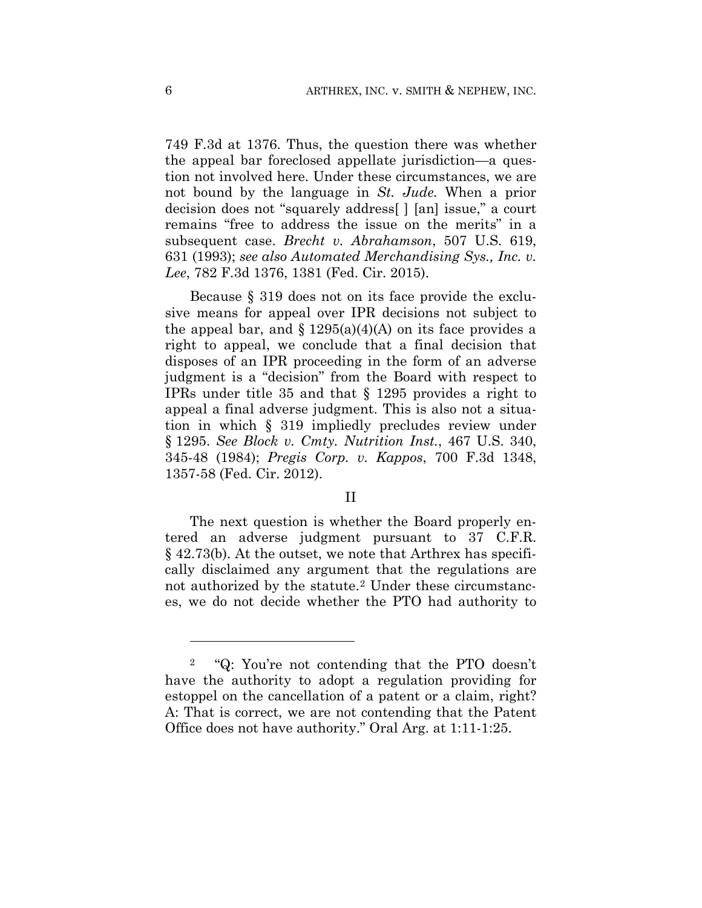749 F.3d at 1376. Thus, the question there was whether the appeal bar foreclosed appellate jurisdiction—a question not involved here. Under these circumstances, we are not bound by the language in *St. Jude*. When a prior decision does not "squarely address[ ] [an] issue," a court remains "free to address the issue on the merits" in a subsequent case. *Brecht v. Abrahamson*, 507 U.S. 619, 631 (1993); *see also Automated Merchandising Sys., Inc. v. Lee*, 782 F.3d 1376, 1381 (Fed. Cir. 2015).

Because § 319 does not on its face provide the exclusive means for appeal over IPR decisions not subject to the appeal bar, and § 1295(a)(4)(A) on its face provides a right to appeal, we conclude that a final decision that disposes of an IPR proceeding in the form of an adverse judgment is a "decision" from the Board with respect to IPRs under title 35 and that § 1295 provides a right to appeal a final adverse judgment. This is also not a situation in which § 319 impliedly precludes review under § 1295. *See Block v. Cmty. Nutrition Inst.*, 467 U.S. 340, 345-48 (1984); *Pregis Corp. v. Kappos*, 700 F.3d 1348, 1357-58 (Fed. Cir. 2012).

## II

The next question is whether the Board properly entered an adverse judgment pursuant to 37 C.F.R. § 42.73(b). At the outset, we note that Arthrex has specifically disclaimed any argument that the regulations are not authorized by the statute.[2] Under these circumstances, we do not decide whether the PTO had authority to

---

[2] "Q: You're not contending that the PTO doesn't have the authority to adopt a regulation providing for estoppel on the cancellation of a patent or a claim, right? A: That is correct, we are not contending that the Patent Office does not have authority." Oral Arg. at 1:11-1:25.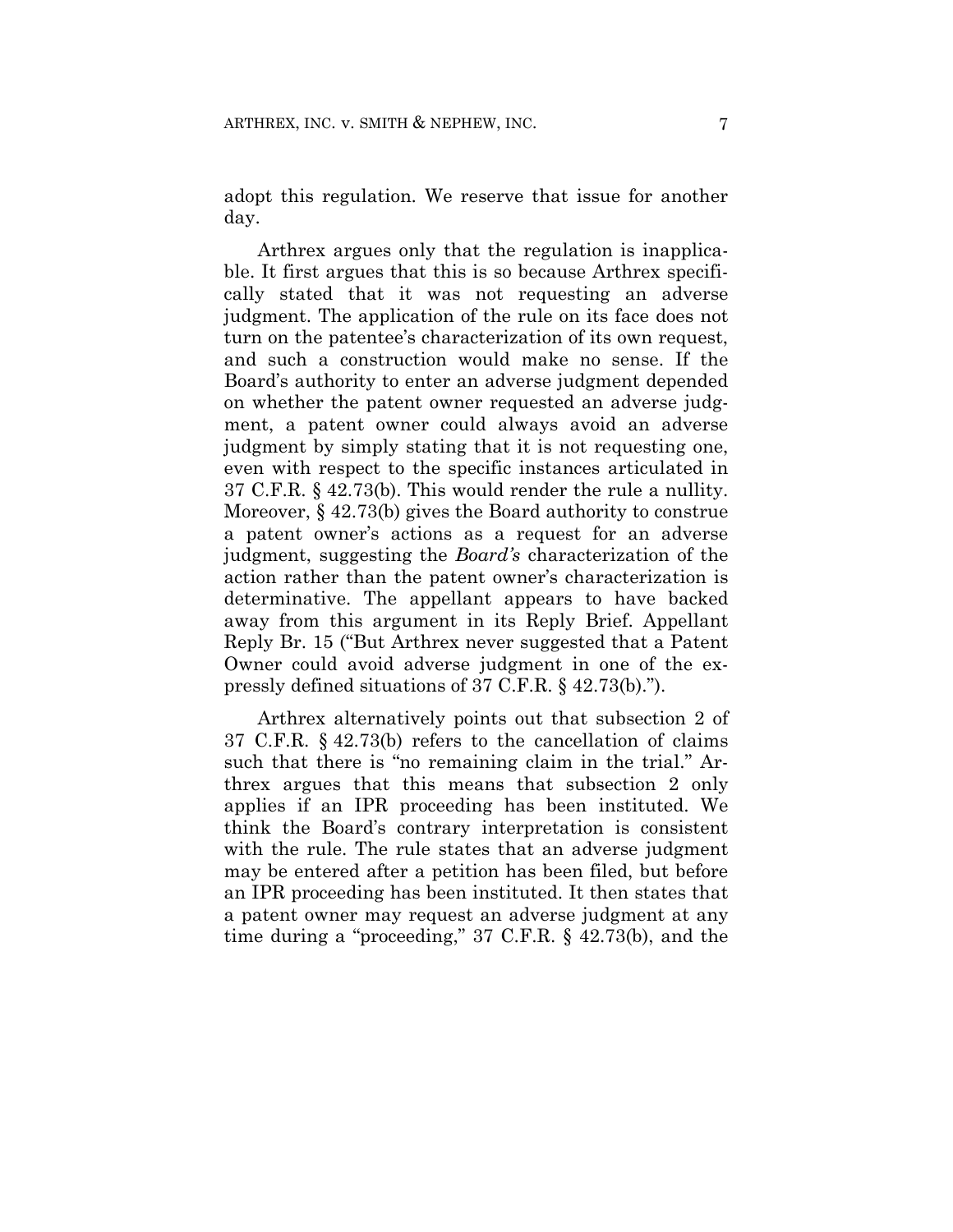adopt this regulation. We reserve that issue for another day.

Arthrex argues only that the regulation is inapplicable. It first argues that this is so because Arthrex specifically stated that it was not requesting an adverse judgment. The application of the rule on its face does not turn on the patentee's characterization of its own request, and such a construction would make no sense. If the Board's authority to enter an adverse judgment depended on whether the patent owner requested an adverse judgment, a patent owner could always avoid an adverse judgment by simply stating that it is not requesting one, even with respect to the specific instances articulated in 37 C.F.R. § 42.73(b). This would render the rule a nullity. Moreover, § 42.73(b) gives the Board authority to construe a patent owner's actions as a request for an adverse judgment, suggesting the *Board's* characterization of the action rather than the patent owner's characterization is determinative. The appellant appears to have backed away from this argument in its Reply Brief. Appellant Reply Br. 15 ("But Arthrex never suggested that a Patent Owner could avoid adverse judgment in one of the expressly defined situations of 37 C.F.R. § 42.73(b).").

Arthrex alternatively points out that subsection 2 of 37 C.F.R. § 42.73(b) refers to the cancellation of claims such that there is "no remaining claim in the trial." Arthrex argues that this means that subsection 2 only applies if an IPR proceeding has been instituted. We think the Board's contrary interpretation is consistent with the rule. The rule states that an adverse judgment may be entered after a petition has been filed, but before an IPR proceeding has been instituted. It then states that a patent owner may request an adverse judgment at any time during a "proceeding," 37 C.F.R. § 42.73(b), and the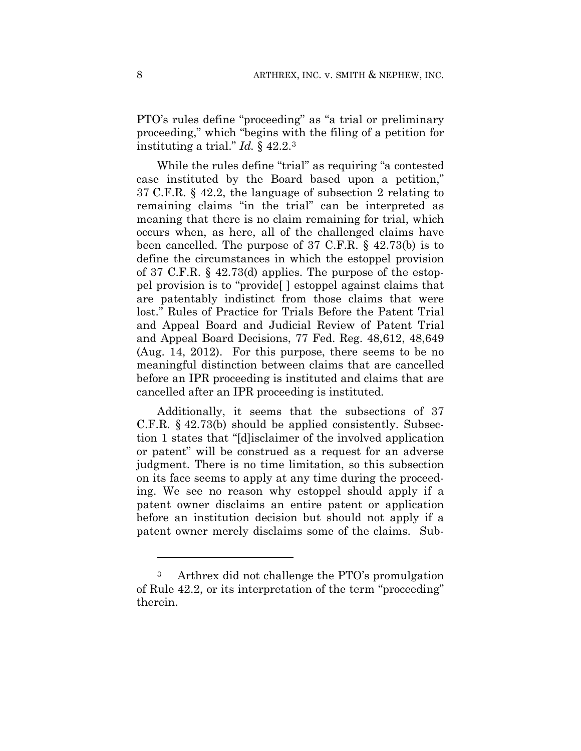PTO's rules define "proceeding" as "a trial or preliminary proceeding," which "begins with the filing of a petition for instituting a trial." *Id.* § 42.2.[3]

While the rules define "trial" as requiring "a contested case instituted by the Board based upon a petition," 37 C.F.R. § 42.2, the language of subsection 2 relating to remaining claims "in the trial" can be interpreted as meaning that there is no claim remaining for trial, which occurs when, as here, all of the challenged claims have been cancelled. The purpose of 37 C.F.R. § 42.73(b) is to define the circumstances in which the estoppel provision of 37 C.F.R. § 42.73(d) applies. The purpose of the estoppel provision is to "provide[ ] estoppel against claims that are patentably indistinct from those claims that were lost." Rules of Practice for Trials Before the Patent Trial and Appeal Board and Judicial Review of Patent Trial and Appeal Board Decisions, 77 Fed. Reg. 48,612, 48,649 (Aug. 14, 2012). For this purpose, there seems to be no meaningful distinction between claims that are cancelled before an IPR proceeding is instituted and claims that are cancelled after an IPR proceeding is instituted.

Additionally, it seems that the subsections of 37 C.F.R. § 42.73(b) should be applied consistently. Subsection 1 states that "[d]isclaimer of the involved application or patent" will be construed as a request for an adverse judgment. There is no time limitation, so this subsection on its face seems to apply at any time during the proceeding. We see no reason why estoppel should apply if a patent owner disclaims an entire patent or application before an institution decision but should not apply if a patent owner merely disclaims some of the claims. Sub-

[3] Arthrex did not challenge the PTO's promulgation of Rule 42.2, or its interpretation of the term "proceeding" therein.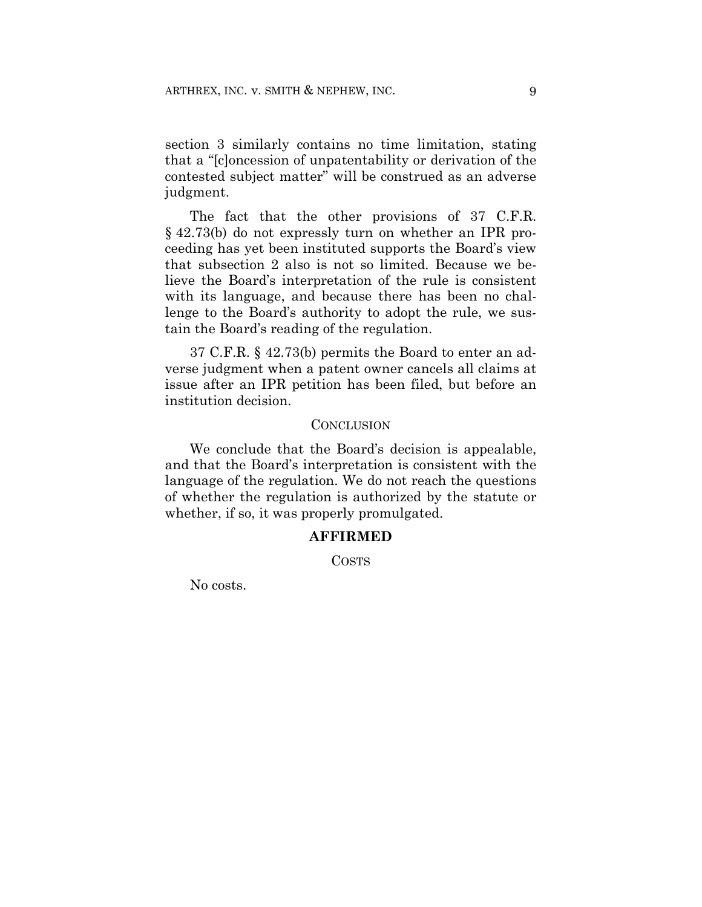section 3 similarly contains no time limitation, stating that a "[c]oncession of unpatentability or derivation of the contested subject matter" will be construed as an adverse judgment.

The fact that the other provisions of 37 C.F.R. § 42.73(b) do not expressly turn on whether an IPR proceeding has yet been instituted supports the Board's view that subsection 2 also is not so limited. Because we believe the Board's interpretation of the rule is consistent with its language, and because there has been no challenge to the Board's authority to adopt the rule, we sustain the Board's reading of the regulation.

37 C.F.R. § 42.73(b) permits the Board to enter an adverse judgment when a patent owner cancels all claims at issue after an IPR petition has been filed, but before an institution decision.

## CONCLUSION

We conclude that the Board's decision is appealable, and that the Board's interpretation is consistent with the language of the regulation. We do not reach the questions of whether the regulation is authorized by the statute or whether, if so, it was properly promulgated.

**AFFIRMED**

COSTS

No costs.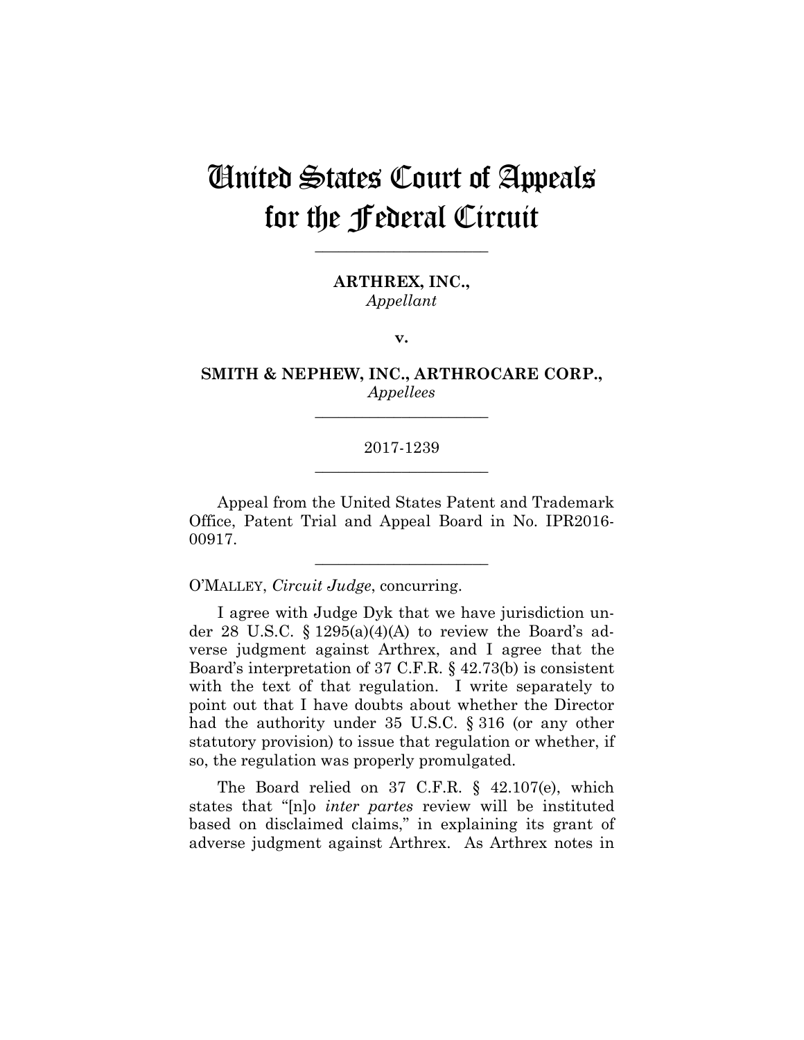# United States Court of Appeals for the Federal Circuit

---

**ARTHREX, INC.,**
*Appellant*

**v.**

**SMITH & NEPHEW, INC., ARTHROCARE CORP.,**
*Appellees*

---

2017-1239

---

Appeal from the United States Patent and Trademark Office, Patent Trial and Appeal Board in No. IPR2016-00917.

---

O'MALLEY, *Circuit Judge*, concurring.

I agree with Judge Dyk that we have jurisdiction under 28 U.S.C. § 1295(a)(4)(A) to review the Board's adverse judgment against Arthrex, and I agree that the Board's interpretation of 37 C.F.R. § 42.73(b) is consistent with the text of that regulation. I write separately to point out that I have doubts about whether the Director had the authority under 35 U.S.C. § 316 (or any other statutory provision) to issue that regulation or whether, if so, the regulation was properly promulgated.

The Board relied on 37 C.F.R. § 42.107(e), which states that "[n]o *inter partes* review will be instituted based on disclaimed claims," in explaining its grant of adverse judgment against Arthrex. As Arthrex notes in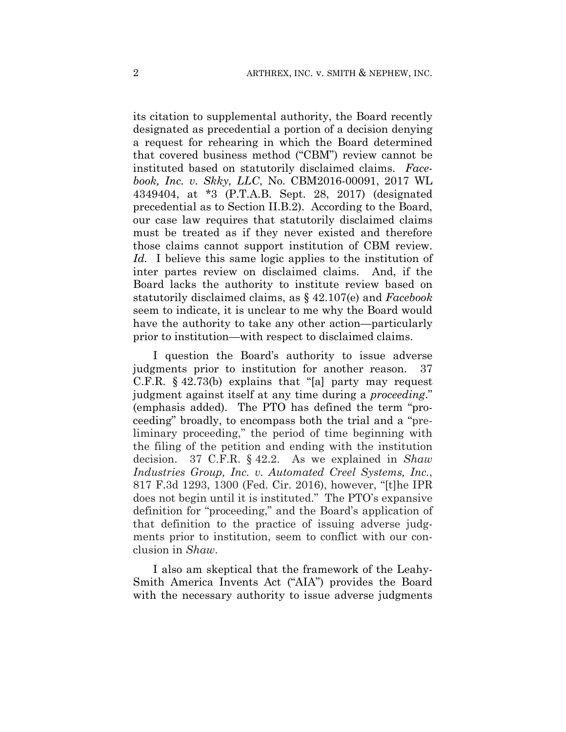its citation to supplemental authority, the Board recently designated as precedential a portion of a decision denying a request for rehearing in which the Board determined that covered business method ("CBM") review cannot be instituted based on statutorily disclaimed claims. *Facebook, Inc. v. Skky, LLC*, No. CBM2016-00091, 2017 WL 4349404, at *3 (P.T.A.B. Sept. 28, 2017) (designated precedential as to Section II.B.2). According to the Board, our case law requires that statutorily disclaimed claims must be treated as if they never existed and therefore those claims cannot support institution of CBM review. *Id.* I believe this same logic applies to the institution of inter partes review on disclaimed claims. And, if the Board lacks the authority to institute review based on statutorily disclaimed claims, as § 42.107(e) and *Facebook* seem to indicate, it is unclear to me why the Board would have the authority to take any other action—particularly prior to institution—with respect to disclaimed claims.

I question the Board's authority to issue adverse judgments prior to institution for another reason. 37 C.F.R. § 42.73(b) explains that "[a] party may request judgment against itself at any time during a *proceeding*." (emphasis added). The PTO has defined the term "proceeding" broadly, to encompass both the trial and a "preliminary proceeding," the period of time beginning with the filing of the petition and ending with the institution decision. 37 C.F.R. § 42.2. As we explained in *Shaw Industries Group, Inc. v. Automated Creel Systems, Inc.*, 817 F.3d 1293, 1300 (Fed. Cir. 2016), however, "[t]he IPR does not begin until it is instituted." The PTO's expansive definition for "proceeding," and the Board's application of that definition to the practice of issuing adverse judgments prior to institution, seem to conflict with our conclusion in *Shaw*.

I also am skeptical that the framework of the Leahy-Smith America Invents Act ("AIA") provides the Board with the necessary authority to issue adverse judgments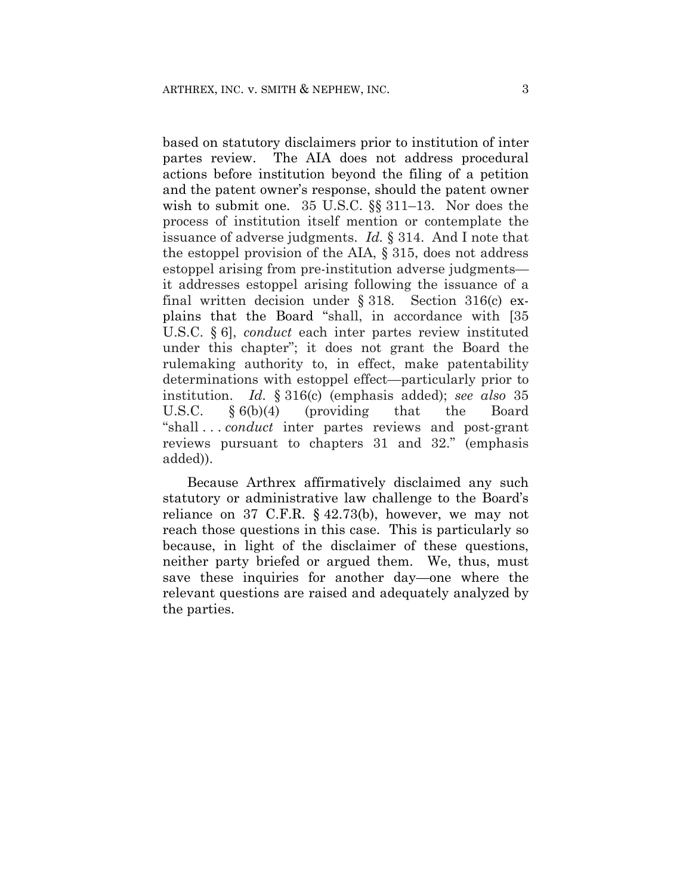based on statutory disclaimers prior to institution of inter partes review. The AIA does not address procedural actions before institution beyond the filing of a petition and the patent owner's response, should the patent owner wish to submit one. 35 U.S.C. §§ 311–13. Nor does the process of institution itself mention or contemplate the issuance of adverse judgments. *Id.* § 314. And I note that the estoppel provision of the AIA, § 315, does not address estoppel arising from pre-institution adverse judgments—it addresses estoppel arising following the issuance of a final written decision under § 318. Section 316(c) explains that the Board "shall, in accordance with [35 U.S.C. § 6], *conduct* each inter partes review instituted under this chapter"; it does not grant the Board the rulemaking authority to, in effect, make patentability determinations with estoppel effect—particularly prior to institution. *Id.* § 316(c) (emphasis added); *see also* 35 U.S.C. § 6(b)(4) (providing that the Board "shall . . . *conduct* inter partes reviews and post-grant reviews pursuant to chapters 31 and 32." (emphasis added)).

Because Arthrex affirmatively disclaimed any such statutory or administrative law challenge to the Board's reliance on 37 C.F.R. § 42.73(b), however, we may not reach those questions in this case. This is particularly so because, in light of the disclaimer of these questions, neither party briefed or argued them. We, thus, must save these inquiries for another day—one where the relevant questions are raised and adequately analyzed by the parties.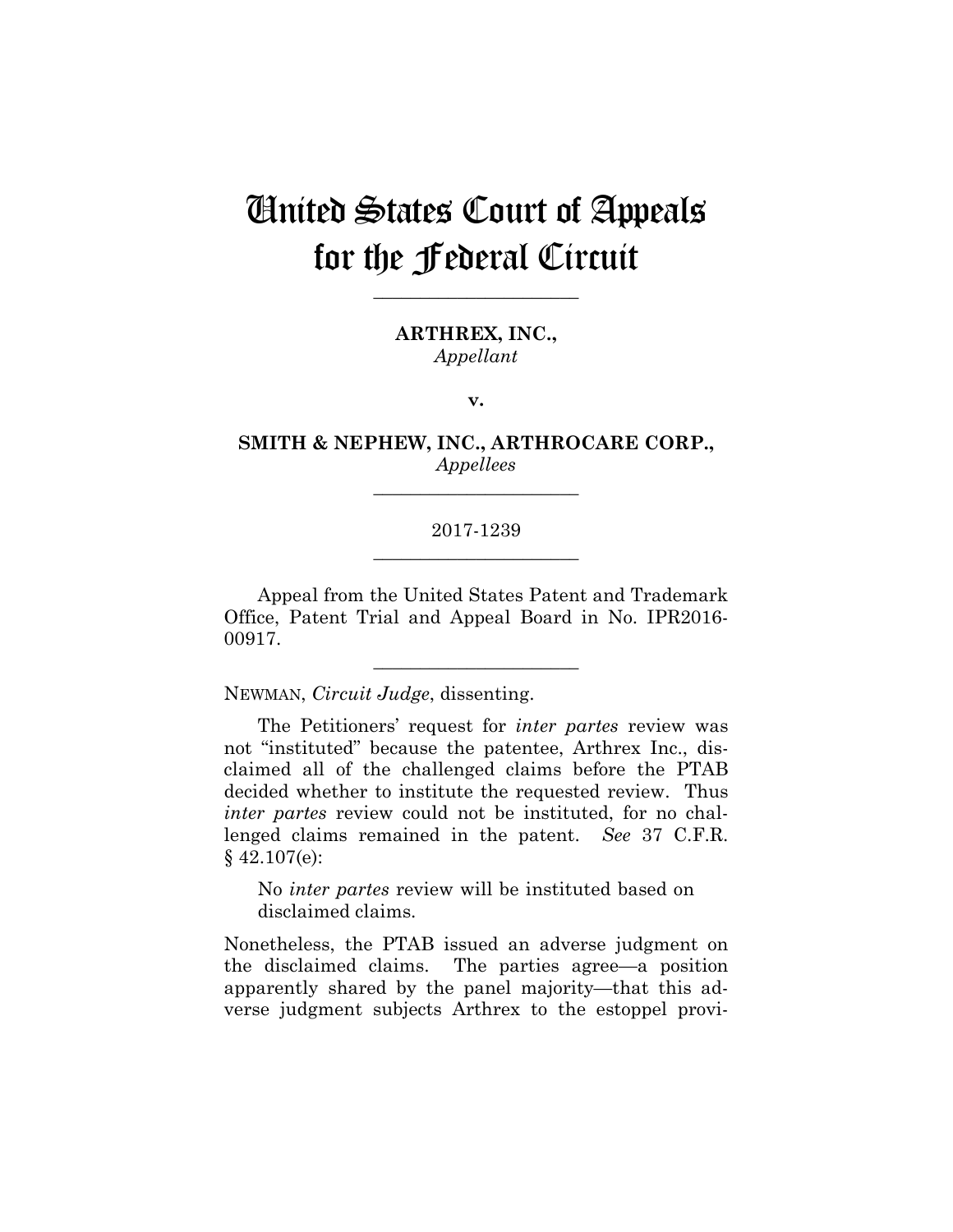# United States Court of Appeals for the Federal Circuit

______________________

**ARTHREX, INC.,**
*Appellant*

**v.**

**SMITH & NEPHEW, INC., ARTHROCARE CORP.,**
*Appellees*

______________________

2017-1239

______________________

Appeal from the United States Patent and Trademark Office, Patent Trial and Appeal Board in No. IPR2016-00917.

______________________

NEWMAN, *Circuit Judge*, dissenting.

The Petitioners' request for *inter partes* review was not "instituted" because the patentee, Arthrex Inc., disclaimed all of the challenged claims before the PTAB decided whether to institute the requested review. Thus *inter partes* review could not be instituted, for no challenged claims remained in the patent. *See* 37 C.F.R. § 42.107(e):

> No *inter partes* review will be instituted based on disclaimed claims.

Nonetheless, the PTAB issued an adverse judgment on the disclaimed claims. The parties agree—a position apparently shared by the panel majority—that this adverse judgment subjects Arthrex to the estoppel provi-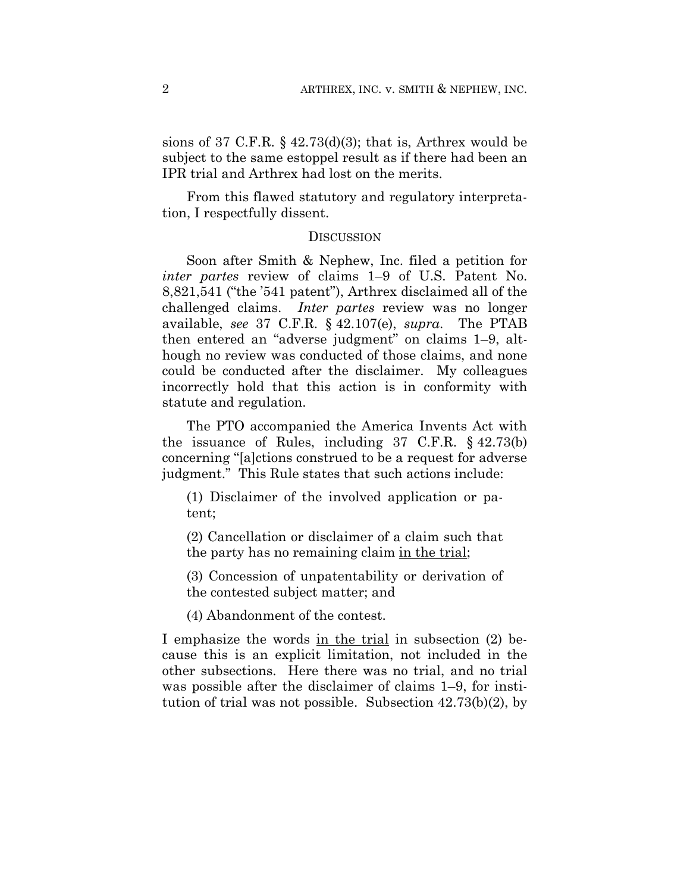sions of 37 C.F.R. § 42.73(d)(3); that is, Arthrex would be subject to the same estoppel result as if there had been an IPR trial and Arthrex had lost on the merits.

From this flawed statutory and regulatory interpretation, I respectfully dissent.

## DISCUSSION

Soon after Smith & Nephew, Inc. filed a petition for *inter partes* review of claims 1–9 of U.S. Patent No. 8,821,541 ("the '541 patent"), Arthrex disclaimed all of the challenged claims. *Inter partes* review was no longer available, *see* 37 C.F.R. § 42.107(e), *supra*. The PTAB then entered an "adverse judgment" on claims 1–9, although no review was conducted of those claims, and none could be conducted after the disclaimer. My colleagues incorrectly hold that this action is in conformity with statute and regulation.

The PTO accompanied the America Invents Act with the issuance of Rules, including 37 C.F.R. § 42.73(b) concerning "[a]ctions construed to be a request for adverse judgment." This Rule states that such actions include:

> (1) Disclaimer of the involved application or patent;
>
> (2) Cancellation or disclaimer of a claim such that the party has no remaining claim <u>in the trial</u>;
>
> (3) Concession of unpatentability or derivation of the contested subject matter; and
>
> (4) Abandonment of the contest.

I emphasize the words <u>in the trial</u> in subsection (2) because this is an explicit limitation, not included in the other subsections. Here there was no trial, and no trial was possible after the disclaimer of claims 1–9, for institution of trial was not possible. Subsection 42.73(b)(2), by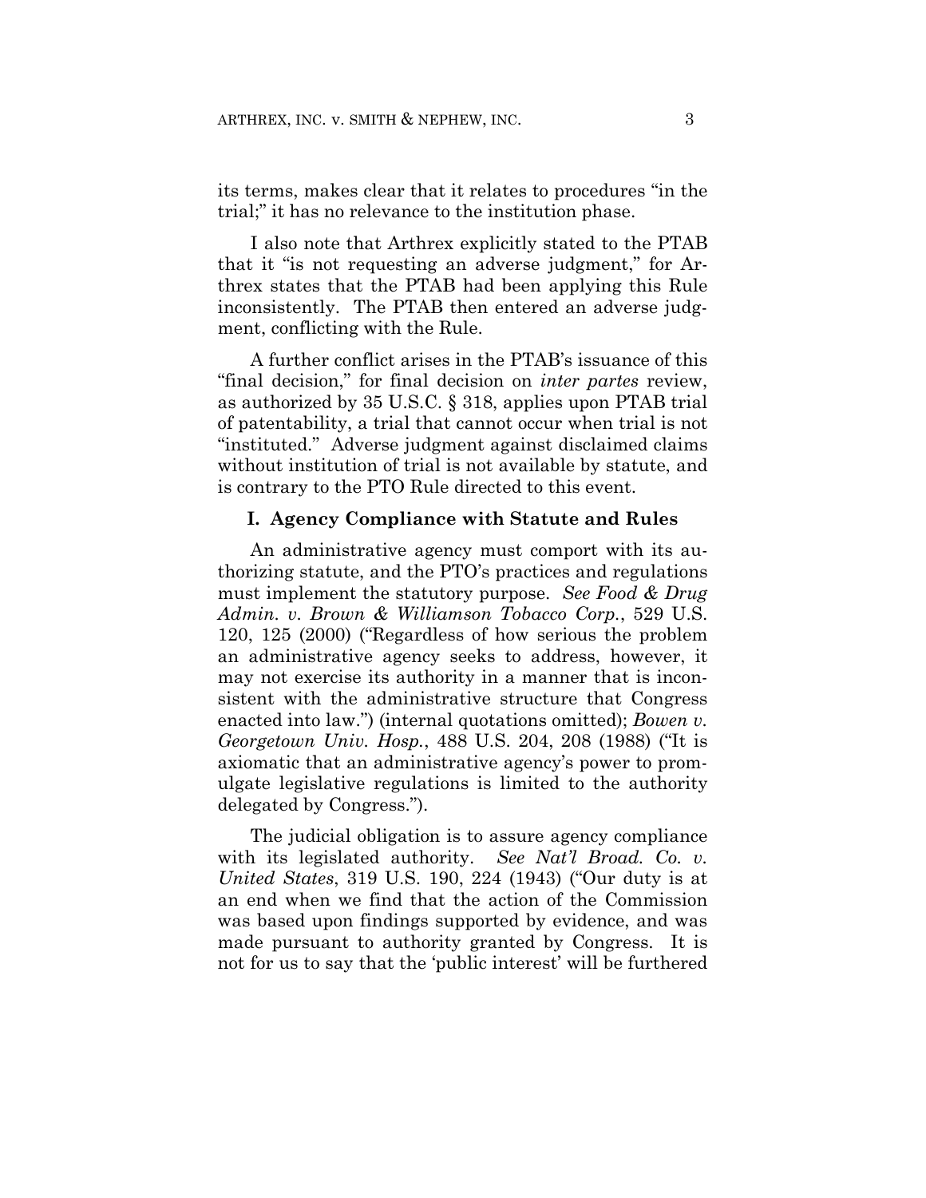its terms, makes clear that it relates to procedures "in the trial;" it has no relevance to the institution phase.

I also note that Arthrex explicitly stated to the PTAB that it "is not requesting an adverse judgment," for Arthrex states that the PTAB had been applying this Rule inconsistently. The PTAB then entered an adverse judgment, conflicting with the Rule.

A further conflict arises in the PTAB's issuance of this "final decision," for final decision on *inter partes* review, as authorized by 35 U.S.C. § 318, applies upon PTAB trial of patentability, a trial that cannot occur when trial is not "instituted." Adverse judgment against disclaimed claims without institution of trial is not available by statute, and is contrary to the PTO Rule directed to this event.

## I. Agency Compliance with Statute and Rules

An administrative agency must comport with its authorizing statute, and the PTO's practices and regulations must implement the statutory purpose. *See Food & Drug Admin. v. Brown & Williamson Tobacco Corp.*, 529 U.S. 120, 125 (2000) ("Regardless of how serious the problem an administrative agency seeks to address, however, it may not exercise its authority in a manner that is inconsistent with the administrative structure that Congress enacted into law.") (internal quotations omitted); *Bowen v. Georgetown Univ. Hosp.*, 488 U.S. 204, 208 (1988) ("It is axiomatic that an administrative agency's power to promulgate legislative regulations is limited to the authority delegated by Congress.").

The judicial obligation is to assure agency compliance with its legislated authority. *See Nat'l Broad. Co. v. United States*, 319 U.S. 190, 224 (1943) ("Our duty is at an end when we find that the action of the Commission was based upon findings supported by evidence, and was made pursuant to authority granted by Congress. It is not for us to say that the 'public interest' will be furthered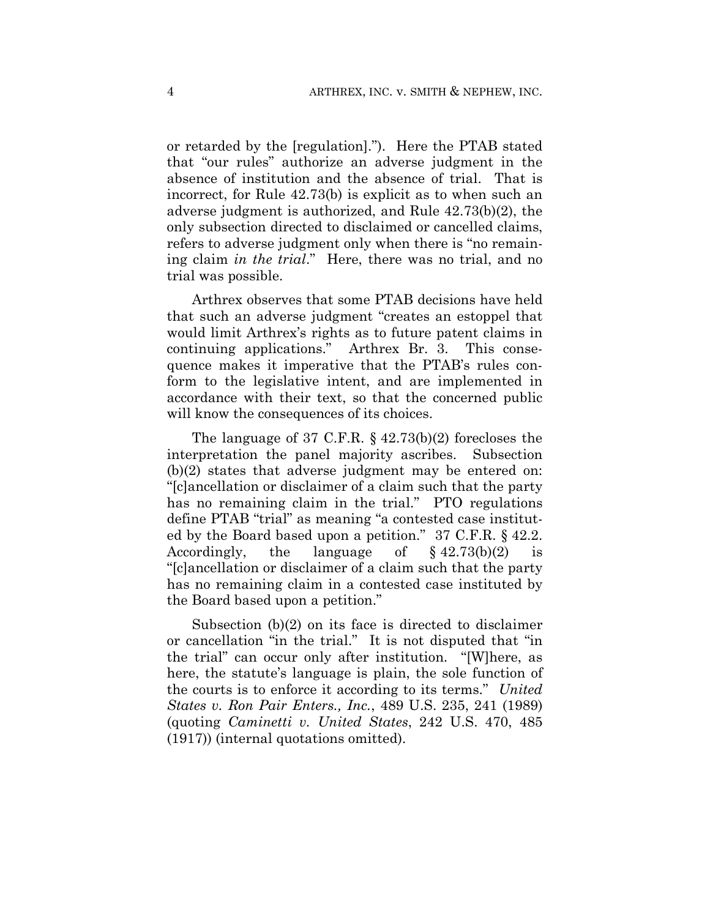or retarded by the [regulation]."). Here the PTAB stated that "our rules" authorize an adverse judgment in the absence of institution and the absence of trial. That is incorrect, for Rule 42.73(b) is explicit as to when such an adverse judgment is authorized, and Rule 42.73(b)(2), the only subsection directed to disclaimed or cancelled claims, refers to adverse judgment only when there is "no remaining claim *in the trial*." Here, there was no trial, and no trial was possible.

Arthrex observes that some PTAB decisions have held that such an adverse judgment "creates an estoppel that would limit Arthrex's rights as to future patent claims in continuing applications." Arthrex Br. 3. This consequence makes it imperative that the PTAB's rules conform to the legislative intent, and are implemented in accordance with their text, so that the concerned public will know the consequences of its choices.

The language of 37 C.F.R. § 42.73(b)(2) forecloses the interpretation the panel majority ascribes. Subsection (b)(2) states that adverse judgment may be entered on: "[c]ancellation or disclaimer of a claim such that the party has no remaining claim in the trial." PTO regulations define PTAB "trial" as meaning "a contested case instituted by the Board based upon a petition." 37 C.F.R. § 42.2. Accordingly, the language of § 42.73(b)(2) is "[c]ancellation or disclaimer of a claim such that the party has no remaining claim in a contested case instituted by the Board based upon a petition."

Subsection (b)(2) on its face is directed to disclaimer or cancellation "in the trial." It is not disputed that "in the trial" can occur only after institution. "[W]here, as here, the statute's language is plain, the sole function of the courts is to enforce it according to its terms." *United States v. Ron Pair Enters., Inc.*, 489 U.S. 235, 241 (1989) (quoting *Caminetti v. United States*, 242 U.S. 470, 485 (1917)) (internal quotations omitted).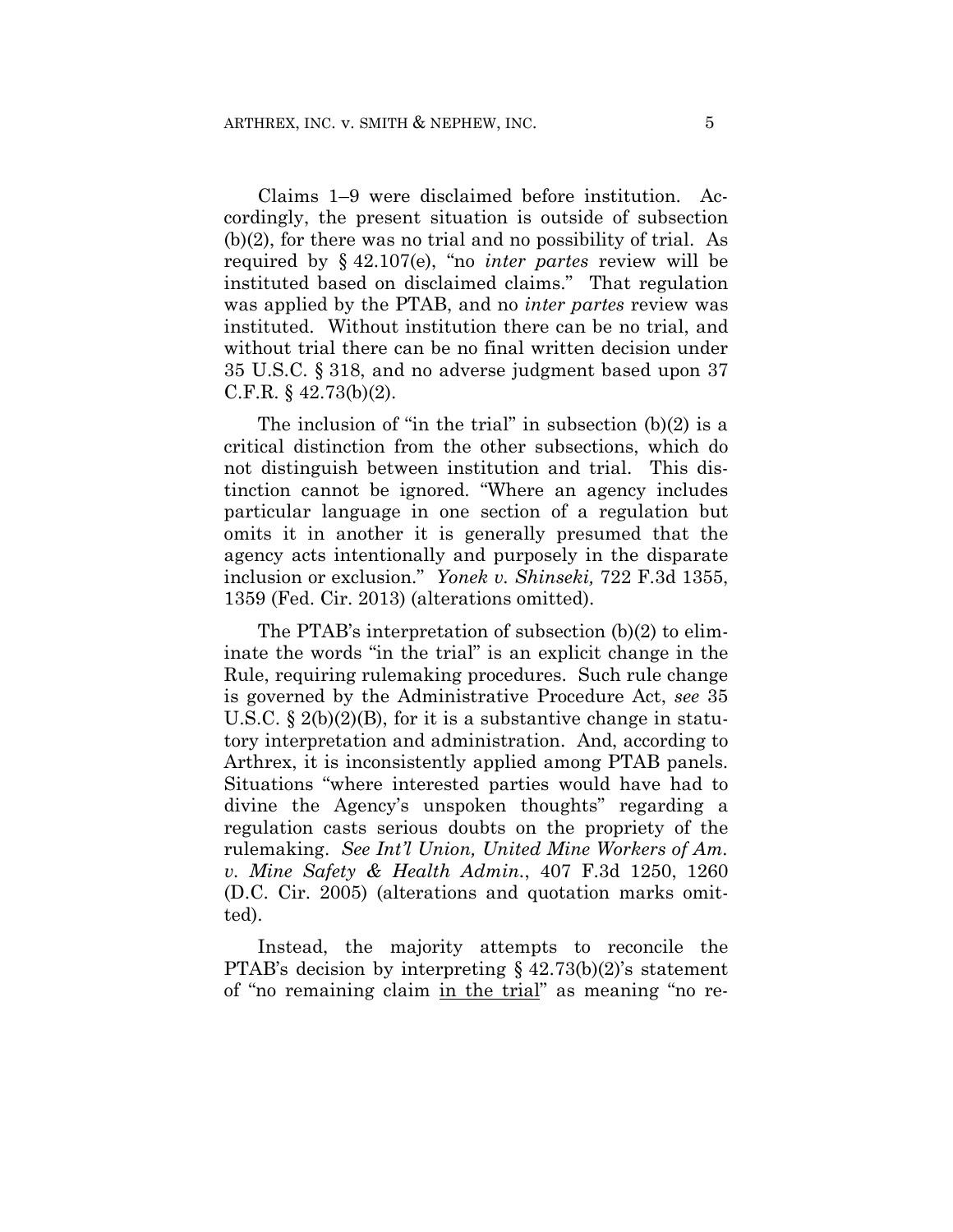Claims 1–9 were disclaimed before institution. Accordingly, the present situation is outside of subsection (b)(2), for there was no trial and no possibility of trial. As required by § 42.107(e), "no *inter partes* review will be instituted based on disclaimed claims." That regulation was applied by the PTAB, and no *inter partes* review was instituted. Without institution there can be no trial, and without trial there can be no final written decision under 35 U.S.C. § 318, and no adverse judgment based upon 37 C.F.R. § 42.73(b)(2).

The inclusion of "in the trial" in subsection (b)(2) is a critical distinction from the other subsections, which do not distinguish between institution and trial. This distinction cannot be ignored. "Where an agency includes particular language in one section of a regulation but omits it in another it is generally presumed that the agency acts intentionally and purposely in the disparate inclusion or exclusion." *Yonek v. Shinseki,* 722 F.3d 1355, 1359 (Fed. Cir. 2013) (alterations omitted).

The PTAB's interpretation of subsection (b)(2) to eliminate the words "in the trial" is an explicit change in the Rule, requiring rulemaking procedures. Such rule change is governed by the Administrative Procedure Act, *see* 35 U.S.C. § 2(b)(2)(B), for it is a substantive change in statutory interpretation and administration. And, according to Arthrex, it is inconsistently applied among PTAB panels. Situations "where interested parties would have had to divine the Agency's unspoken thoughts" regarding a regulation casts serious doubts on the propriety of the rulemaking. *See Int'l Union, United Mine Workers of Am. v. Mine Safety & Health Admin.*, 407 F.3d 1250, 1260 (D.C. Cir. 2005) (alterations and quotation marks omitted).

Instead, the majority attempts to reconcile the PTAB's decision by interpreting § 42.73(b)(2)'s statement of "no remaining claim <u>in the trial</u>" as meaning "no re-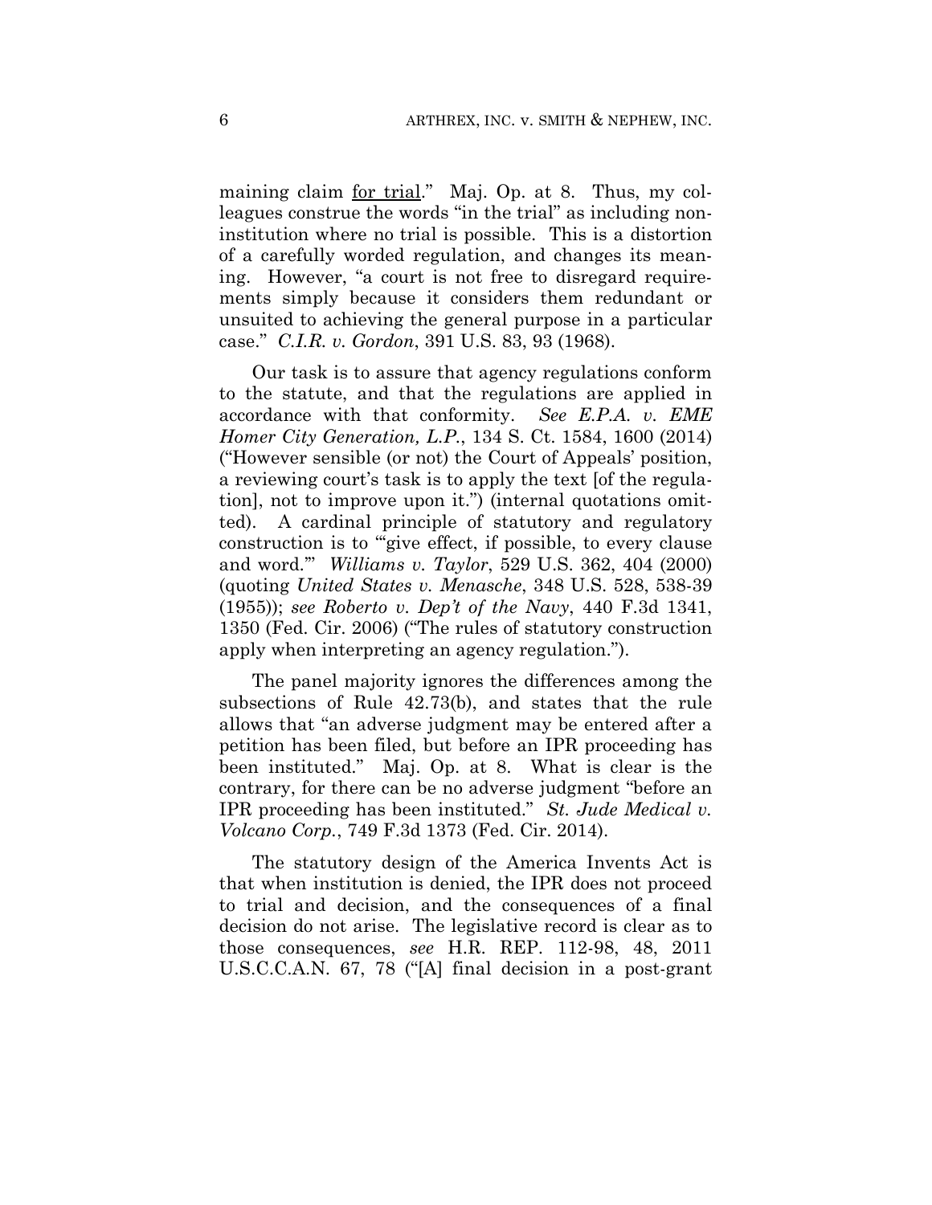maining claim <u>for trial</u>." Maj. Op. at 8. Thus, my colleagues construe the words "in the trial" as including non-institution where no trial is possible. This is a distortion of a carefully worded regulation, and changes its meaning. However, "a court is not free to disregard requirements simply because it considers them redundant or unsuited to achieving the general purpose in a particular case." *C.I.R. v. Gordon*, 391 U.S. 83, 93 (1968).

Our task is to assure that agency regulations conform to the statute, and that the regulations are applied in accordance with that conformity. *See E.P.A. v. EME Homer City Generation, L.P.*, 134 S. Ct. 1584, 1600 (2014) ("However sensible (or not) the Court of Appeals' position, a reviewing court's task is to apply the text [of the regulation], not to improve upon it.") (internal quotations omitted). A cardinal principle of statutory and regulatory construction is to "'give effect, if possible, to every clause and word.'" *Williams v. Taylor*, 529 U.S. 362, 404 (2000) (quoting *United States v. Menasche*, 348 U.S. 528, 538-39 (1955)); *see Roberto v. Dep't of the Navy*, 440 F.3d 1341, 1350 (Fed. Cir. 2006) ("The rules of statutory construction apply when interpreting an agency regulation.").

The panel majority ignores the differences among the subsections of Rule 42.73(b), and states that the rule allows that "an adverse judgment may be entered after a petition has been filed, but before an IPR proceeding has been instituted." Maj. Op. at 8. What is clear is the contrary, for there can be no adverse judgment "before an IPR proceeding has been instituted." *St. Jude Medical v. Volcano Corp.*, 749 F.3d 1373 (Fed. Cir. 2014).

The statutory design of the America Invents Act is that when institution is denied, the IPR does not proceed to trial and decision, and the consequences of a final decision do not arise. The legislative record is clear as to those consequences, *see* H.R. REP. 112-98, 48, 2011 U.S.C.C.A.N. 67, 78 ("[A] final decision in a post-grant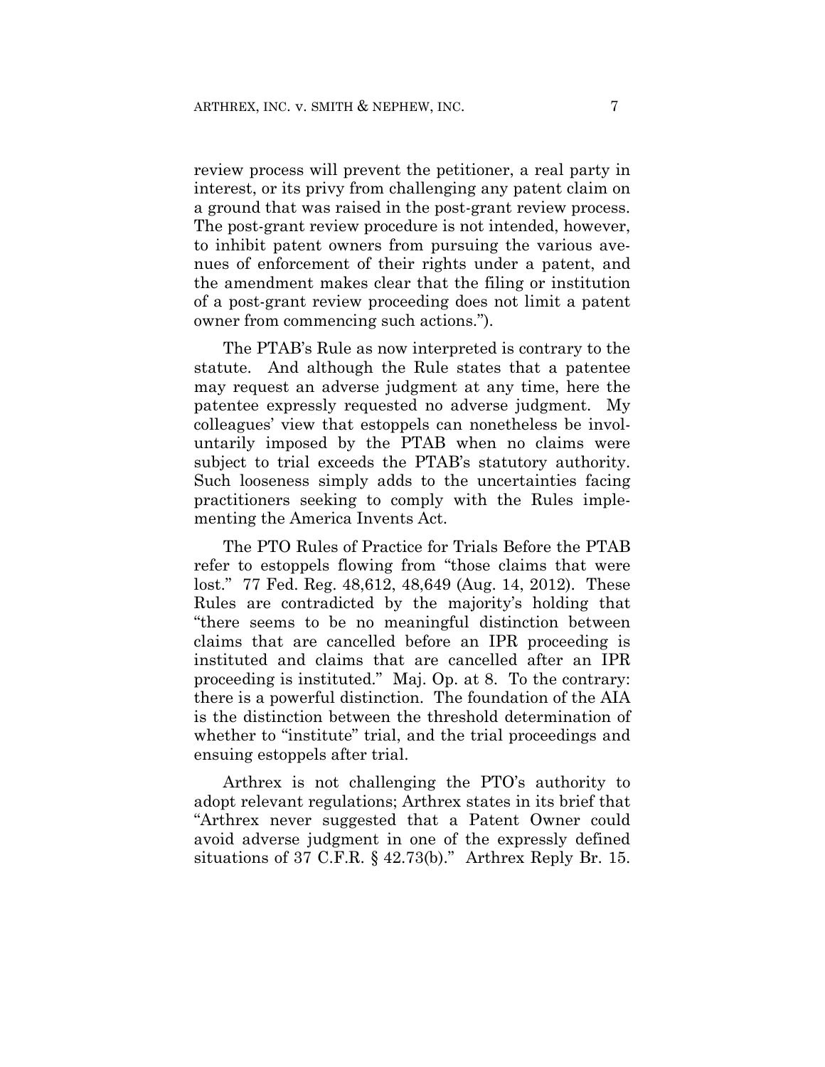review process will prevent the petitioner, a real party in interest, or its privy from challenging any patent claim on a ground that was raised in the post-grant review process. The post-grant review procedure is not intended, however, to inhibit patent owners from pursuing the various avenues of enforcement of their rights under a patent, and the amendment makes clear that the filing or institution of a post-grant review proceeding does not limit a patent owner from commencing such actions.").

The PTAB's Rule as now interpreted is contrary to the statute. And although the Rule states that a patentee may request an adverse judgment at any time, here the patentee expressly requested no adverse judgment. My colleagues' view that estoppels can nonetheless be involuntarily imposed by the PTAB when no claims were subject to trial exceeds the PTAB's statutory authority. Such looseness simply adds to the uncertainties facing practitioners seeking to comply with the Rules implementing the America Invents Act.

The PTO Rules of Practice for Trials Before the PTAB refer to estoppels flowing from "those claims that were lost." 77 Fed. Reg. 48,612, 48,649 (Aug. 14, 2012). These Rules are contradicted by the majority's holding that "there seems to be no meaningful distinction between claims that are cancelled before an IPR proceeding is instituted and claims that are cancelled after an IPR proceeding is instituted." Maj. Op. at 8. To the contrary: there is a powerful distinction. The foundation of the AIA is the distinction between the threshold determination of whether to "institute" trial, and the trial proceedings and ensuing estoppels after trial.

Arthrex is not challenging the PTO's authority to adopt relevant regulations; Arthrex states in its brief that "Arthrex never suggested that a Patent Owner could avoid adverse judgment in one of the expressly defined situations of 37 C.F.R. § 42.73(b)." Arthrex Reply Br. 15.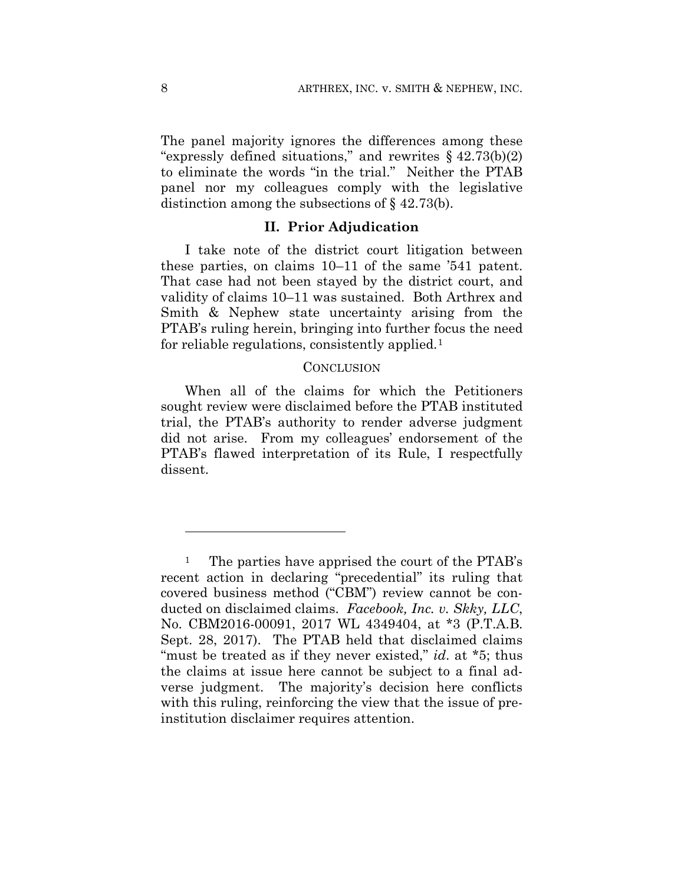The panel majority ignores the differences among these "expressly defined situations," and rewrites § 42.73(b)(2) to eliminate the words "in the trial." Neither the PTAB panel nor my colleagues comply with the legislative distinction among the subsections of § 42.73(b).

## II. Prior Adjudication

I take note of the district court litigation between these parties, on claims 10–11 of the same '541 patent. That case had not been stayed by the district court, and validity of claims 10–11 was sustained. Both Arthrex and Smith & Nephew state uncertainty arising from the PTAB's ruling herein, bringing into further focus the need for reliable regulations, consistently applied.[1]

## CONCLUSION

When all of the claims for which the Petitioners sought review were disclaimed before the PTAB instituted trial, the PTAB's authority to render adverse judgment did not arise. From my colleagues' endorsement of the PTAB's flawed interpretation of its Rule, I respectfully dissent.

---

[1] The parties have apprised the court of the PTAB's recent action in declaring "precedential" its ruling that covered business method ("CBM") review cannot be conducted on disclaimed claims. *Facebook, Inc. v. Skky, LLC*, No. CBM2016-00091, 2017 WL 4349404, at *3 (P.T.A.B. Sept. 28, 2017). The PTAB held that disclaimed claims "must be treated as if they never existed," *id.* at *5; thus the claims at issue here cannot be subject to a final adverse judgment. The majority's decision here conflicts with this ruling, reinforcing the view that the issue of pre-institution disclaimer requires attention.